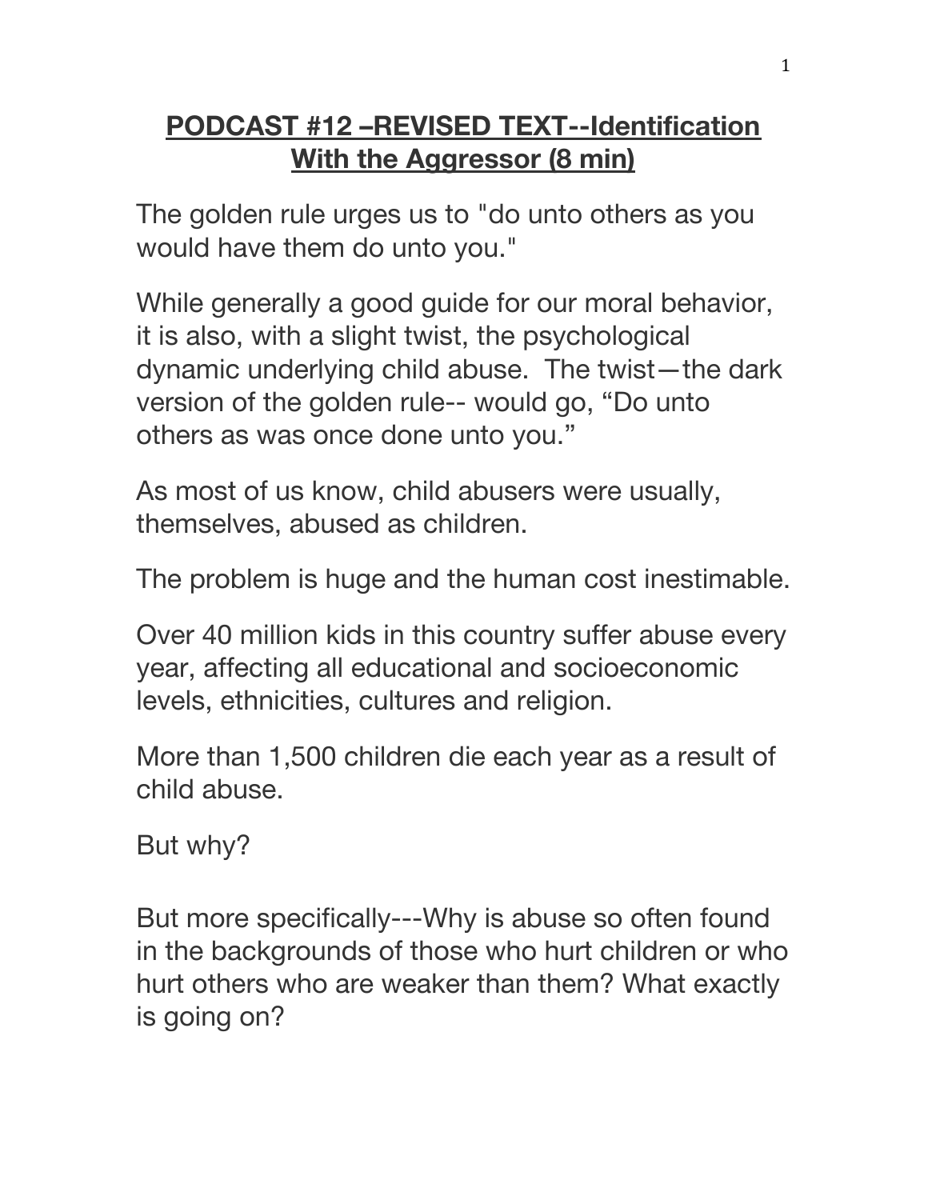# **PODCAST #12 –REVISED TEXT--Identification With the Aggressor (8 min)**

The golden rule urges us to "do unto others as you would have them do unto you."

While generally a good guide for our moral behavior, it is also, with a slight twist, the psychological dynamic underlying child abuse. The twist—the dark version of the golden rule-- would go, "Do unto others as was once done unto you."

As most of us know, child abusers were usually, themselves, abused as children.

The problem is huge and the human cost inestimable.

Over 40 million kids in this country suffer abuse every year, affecting all educational and socioeconomic levels, ethnicities, cultures and religion.

More than 1,500 children die each year as a result of child abuse.

But why?

But more specifically---Why is abuse so often found in the backgrounds of those who hurt children or who hurt others who are weaker than them? What exactly is going on?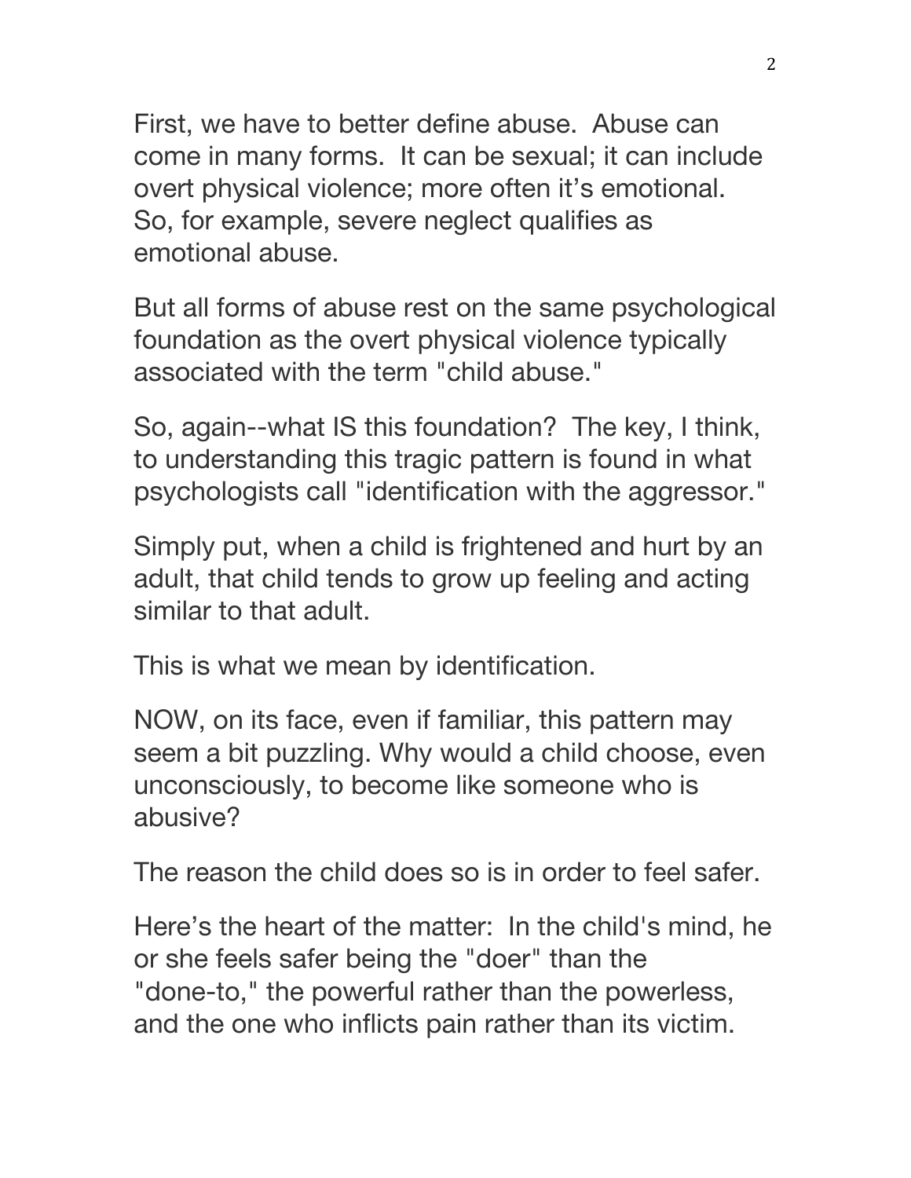First, we have to better define abuse. Abuse can come in many forms. It can be sexual; it can include overt physical violence; more often it's emotional. So, for example, severe neglect qualifies as emotional abuse.

But all forms of abuse rest on the same psychological foundation as the overt physical violence typically associated with the term "child abuse."

So, again--what IS this foundation? The key, I think, to understanding this tragic pattern is found in what psychologists call "identification with the aggressor."

Simply put, when a child is frightened and hurt by an adult, that child tends to grow up feeling and acting similar to that adult.

This is what we mean by identification.

NOW, on its face, even if familiar, this pattern may seem a bit puzzling. Why would a child choose, even unconsciously, to become like someone who is abusive?

The reason the child does so is in order to feel safer.

Here's the heart of the matter: In the child's mind, he or she feels safer being the "doer" than the "done-to," the powerful rather than the powerless, and the one who inflicts pain rather than its victim.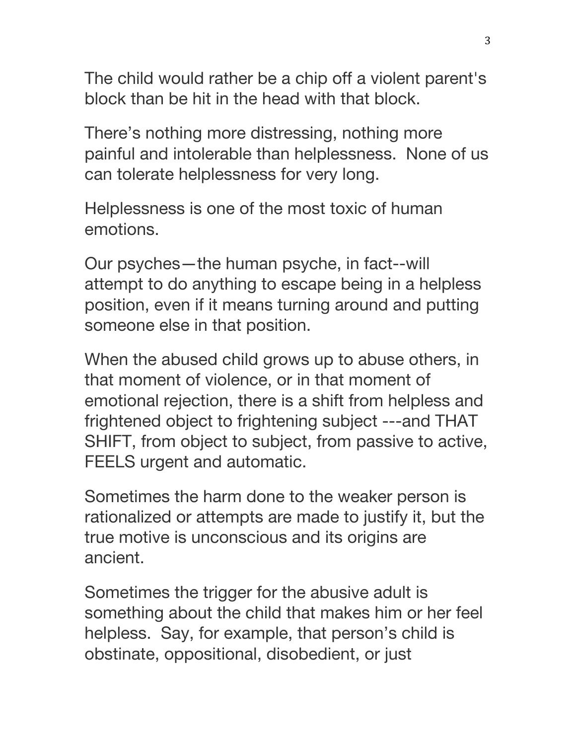The child would rather be a chip off a violent parent's block than be hit in the head with that block.

There's nothing more distressing, nothing more painful and intolerable than helplessness. None of us can tolerate helplessness for very long.

Helplessness is one of the most toxic of human emotions.

Our psyches—the human psyche, in fact--will attempt to do anything to escape being in a helpless position, even if it means turning around and putting someone else in that position.

When the abused child grows up to abuse others, in that moment of violence, or in that moment of emotional rejection, there is a shift from helpless and frightened object to frightening subject ---and THAT SHIFT, from object to subject, from passive to active, FEELS urgent and automatic.

Sometimes the harm done to the weaker person is rationalized or attempts are made to justify it, but the true motive is unconscious and its origins are ancient.

Sometimes the trigger for the abusive adult is something about the child that makes him or her feel helpless. Say, for example, that person's child is obstinate, oppositional, disobedient, or just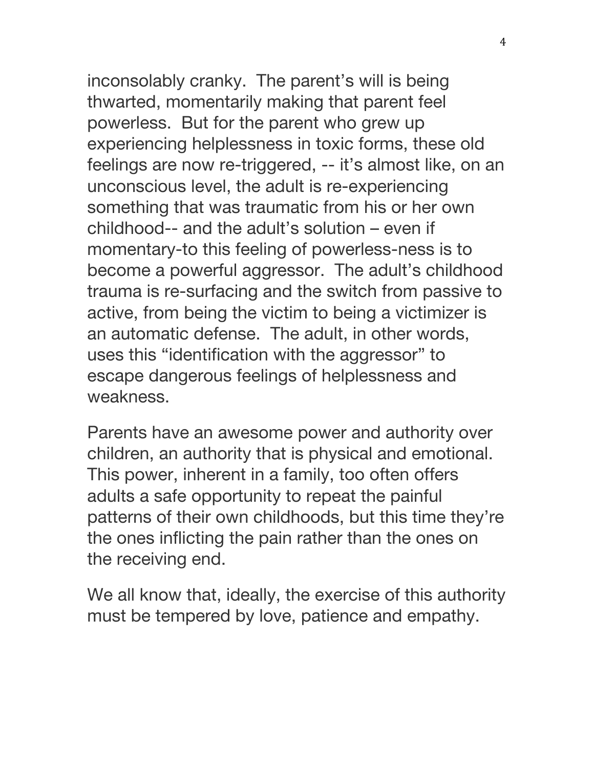inconsolably cranky.  The parent's will is being thwarted, momentarily making that parent feel powerless.  But for the parent who grew up experiencing helplessness in toxic forms, these old feelings are now re-triggered, -- it's almost like, on an unconscious level, the adult is re-experiencing something that was traumatic from his or her own childhood-- and the adult's solution – even if momentary-to this feeling of powerless-ness is to become a powerful aggressor.  The adult's childhood trauma is re-surfacing and the switch from passive to active, from being the victim to being a victimizer is an automatic defense.  The adult, in other words, uses this "identification with the aggressor" to escape dangerous feelings of helplessness and weakness.

Parents have an awesome power and authority over children, an authority that is physical and emotional. This power, inherent in a family, too often offers adults a safe opportunity to repeat the painful patterns of their own childhoods, but this time they're the ones inflicting the pain rather than the ones on the receiving end.

We all know that, ideally, the exercise of this authority must be tempered by love, patience and empathy.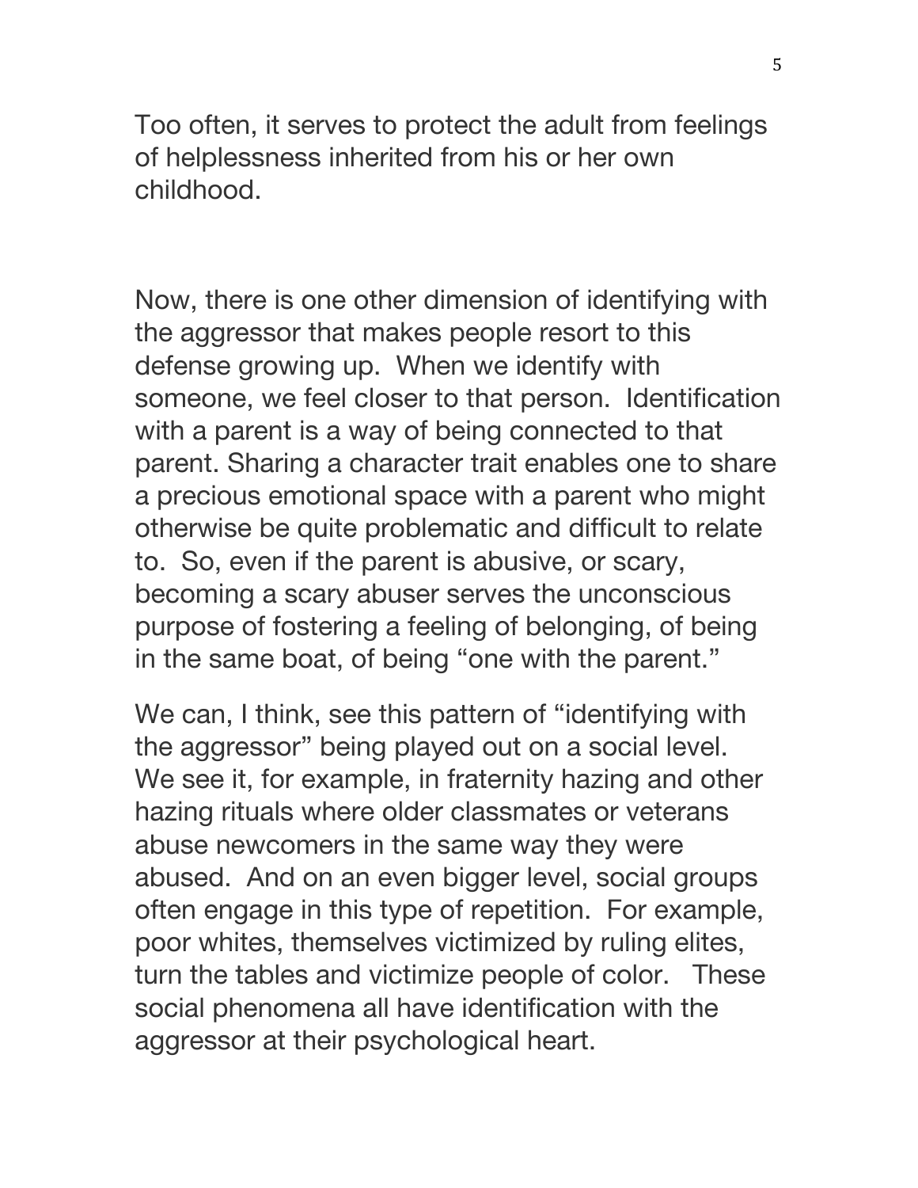Too often, it serves to protect the adult from feelings of helplessness inherited from his or her own childhood.

Now, there is one other dimension of identifying with the aggressor that makes people resort to this defense growing up. When we identify with someone, we feel closer to that person. Identification with a parent is a way of being connected to that parent. Sharing a character trait enables one to share a precious emotional space with a parent who might otherwise be quite problematic and difficult to relate to. So, even if the parent is abusive, or scary, becoming a scary abuser serves the unconscious purpose of fostering a feeling of belonging, of being in the same boat, of being "one with the parent."

We can, I think, see this pattern of "identifying with the aggressor" being played out on a social level. We see it, for example, in fraternity hazing and other hazing rituals where older classmates or veterans abuse newcomers in the same way they were abused. And on an even bigger level, social groups often engage in this type of repetition. For example, poor whites, themselves victimized by ruling elites, turn the tables and victimize people of color. These social phenomena all have identification with the aggressor at their psychological heart.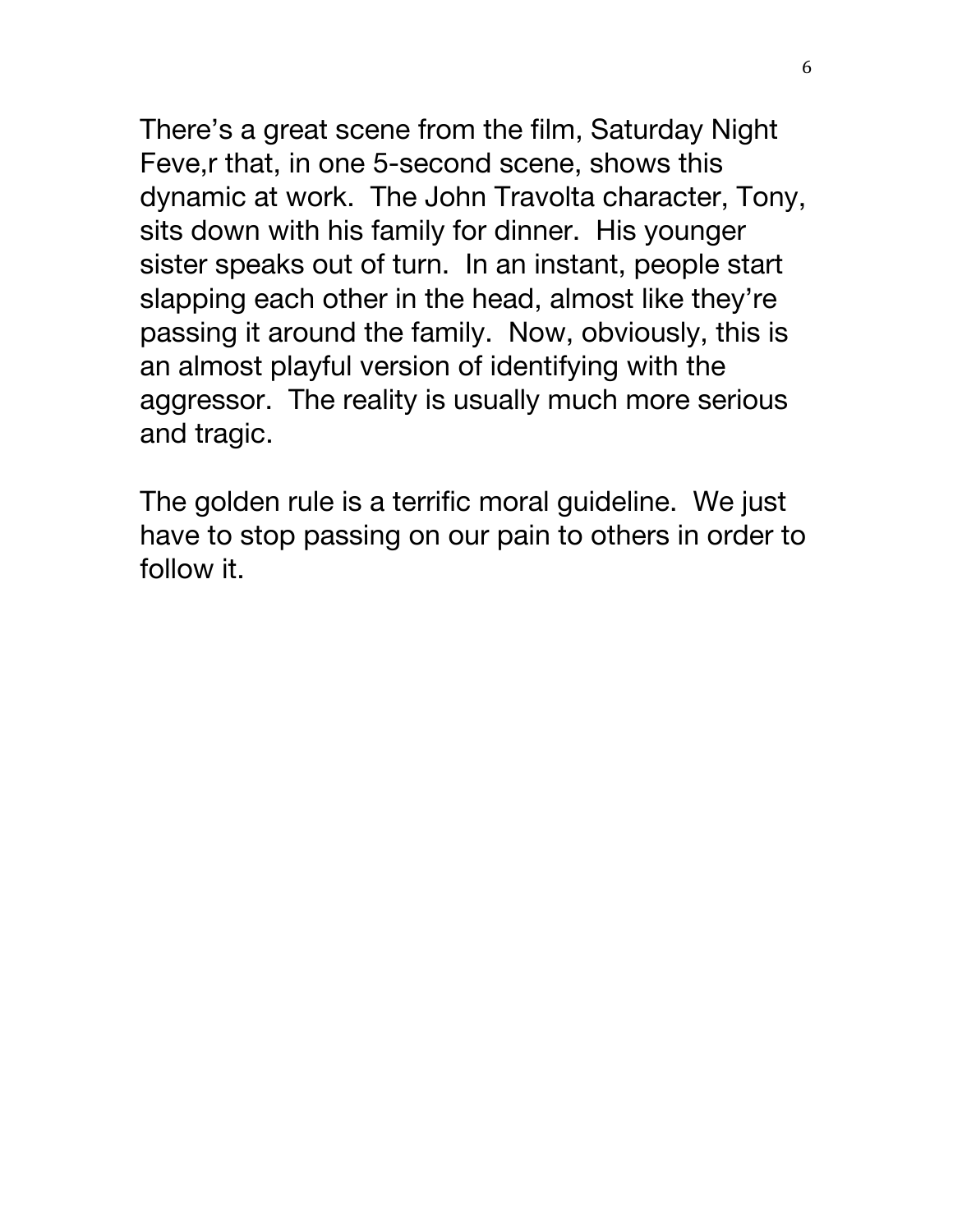There's a great scene from the film, Saturday Night Feve,r that, in one 5-second scene, shows this dynamic at work. The John Travolta character, Tony, sits down with his family for dinner. His younger sister speaks out of turn. In an instant, people start slapping each other in the head, almost like they're passing it around the family. Now, obviously, this is an almost playful version of identifying with the aggressor. The reality is usually much more serious and tragic.

The golden rule is a terrific moral guideline. We just have to stop passing on our pain to others in order to follow it.